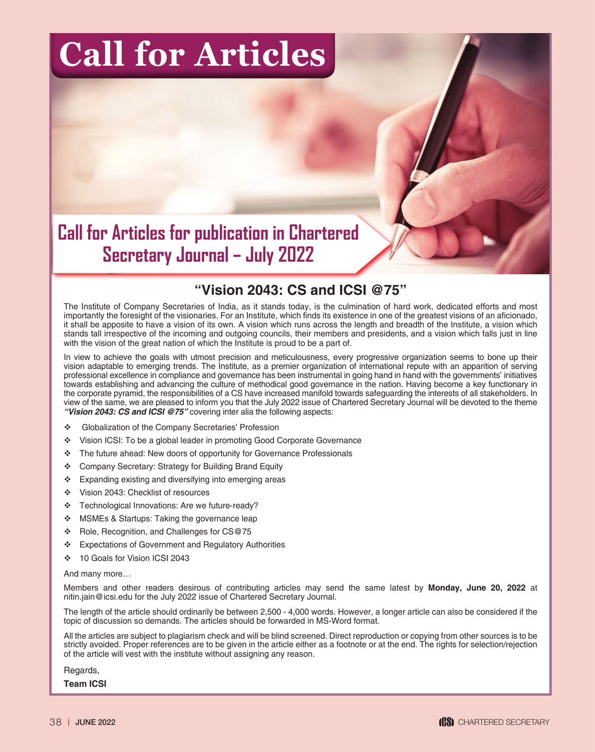# Call for Articles

## Call for Articles for publication in Chartered Secretary Journal – July 2022

### "Vision 2043: CS and ICSI @75"

The Institute of Company Secretaries of India, as it stands today, is the culmination of hard work, dedicated efforts and most importantly the foresight of the visionaries. For an Institute, which finds its existence in one of the greatest visions of an aficionado, it shall be apposite to have a vision of its own. A vision which runs across the length and breadth of the Institute, a vision which stands tall irrespective of the incoming and outgoing councils, their members and presidents, and a vision which falls just in line with the vision of the great nation of which the Institute is proud to be a part of.

In view to achieve the goals with utmost precision and meticulousness, every progressive organization seems to bone up their vision adaptable to emerging trends. The Institute, as a premier organization of international repute with an apparition of serving professional excellence in compliance and governance has been instrumental in going hand in hand with the governments' initiatives towards establishing and advancing the culture of methodical good governance in the nation. Having become a key functionary in the corporate pyramid, the responsibilities of a CS have increased manifold towards safeguarding the interests of all stakeholders. In view of the same, we are pleased to inform you that the July 2022 issue of Chartered Secretary Journal will be devoted to the theme ***"Vision 2043: CS and ICSI @75"*** covering inter alia the following aspects:

- Globalization of the Company Secretaries' Profession
- Vision ICSI: To be a global leader in promoting Good Corporate Governance
- The future ahead: New doors of opportunity for Governance Professionals
- Company Secretary: Strategy for Building Brand Equity
- Expanding existing and diversifying into emerging areas
- Vision 2043: Checklist of resources
- Technological Innovations: Are we future-ready?
- MSMEs & Startups: Taking the governance leap
- Role, Recognition, and Challenges for CS@75
- Expectations of Government and Regulatory Authorities
- 10 Goals for Vision ICSI 2043

And many more…

Members and other readers desirous of contributing articles may send the same latest by **Monday, June 20, 2022** at nitin.jain@icsi.edu for the July 2022 issue of Chartered Secretary Journal.

The length of the article should ordinarily be between 2,500 - 4,000 words. However, a longer article can also be considered if the topic of discussion so demands. The articles should be forwarded in MS-Word format.

All the articles are subject to plagiarism check and will be blind screened. Direct reproduction or copying from other sources is to be strictly avoided. Proper references are to be given in the article either as a footnote or at the end. The rights for selection/rejection of the article will vest with the institute without assigning any reason.

Regards,

**Team ICSI**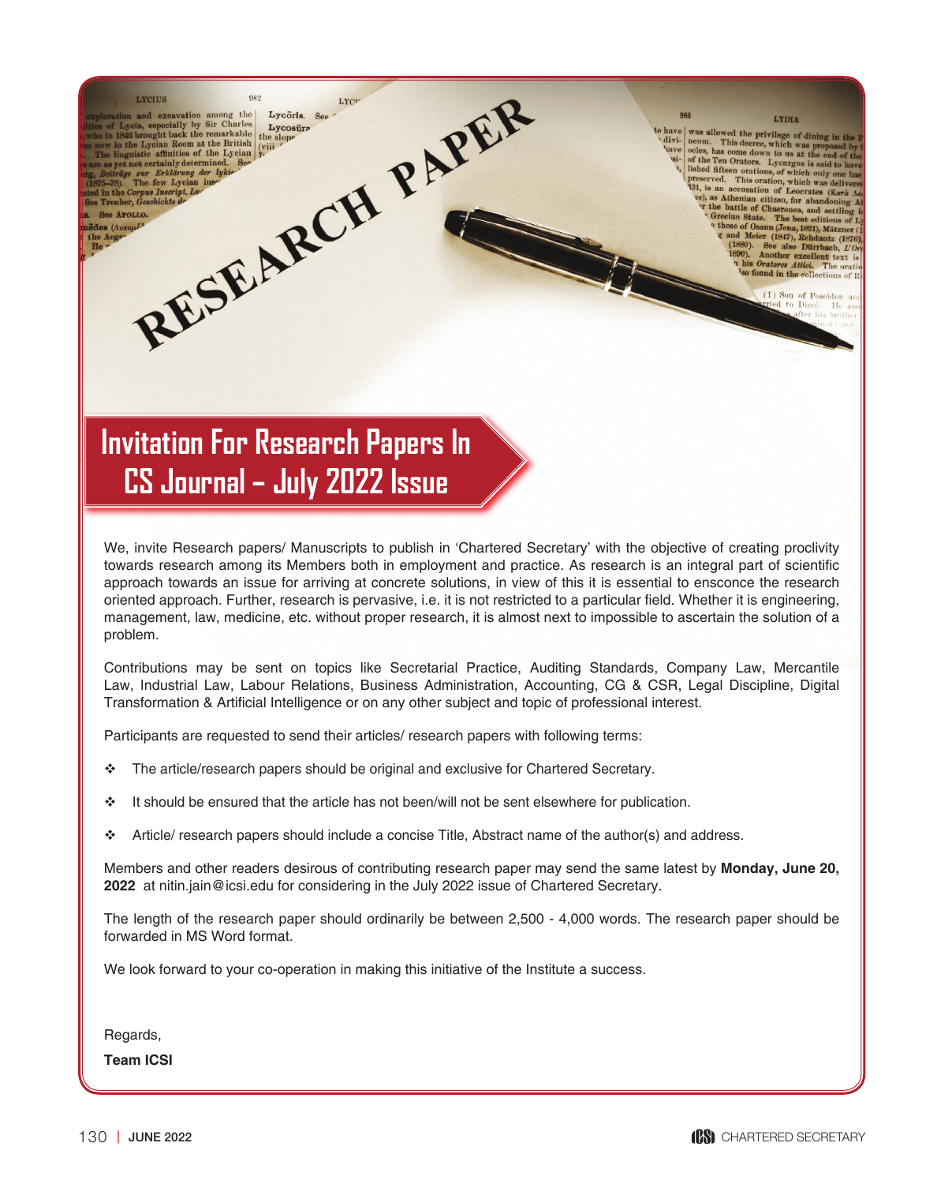# Invitation For Research Papers In CS Journal – July 2022 Issue

We, invite Research papers/ Manuscripts to publish in 'Chartered Secretary' with the objective of creating proclivity towards research among its Members both in employment and practice. As research is an integral part of scientific approach towards an issue for arriving at concrete solutions, in view of this it is essential to ensconce the research oriented approach. Further, research is pervasive, i.e. it is not restricted to a particular field. Whether it is engineering, management, law, medicine, etc. without proper research, it is almost next to impossible to ascertain the solution of a problem.

Contributions may be sent on topics like Secretarial Practice, Auditing Standards, Company Law, Mercantile Law, Industrial Law, Labour Relations, Business Administration, Accounting, CG & CSR, Legal Discipline, Digital Transformation & Artificial Intelligence or on any other subject and topic of professional interest.

Participants are requested to send their articles/ research papers with following terms:

- The article/research papers should be original and exclusive for Chartered Secretary.
- It should be ensured that the article has not been/will not be sent elsewhere for publication.
- Article/ research papers should include a concise Title, Abstract name of the author(s) and address.

Members and other readers desirous of contributing research paper may send the same latest by **Monday, June 20, 2022** at nitin.jain@icsi.edu for considering in the July 2022 issue of Chartered Secretary.

The length of the research paper should ordinarily be between 2,500 - 4,000 words. The research paper should be forwarded in MS Word format.

We look forward to your co-operation in making this initiative of the Institute a success.

Regards,

**Team ICSI**